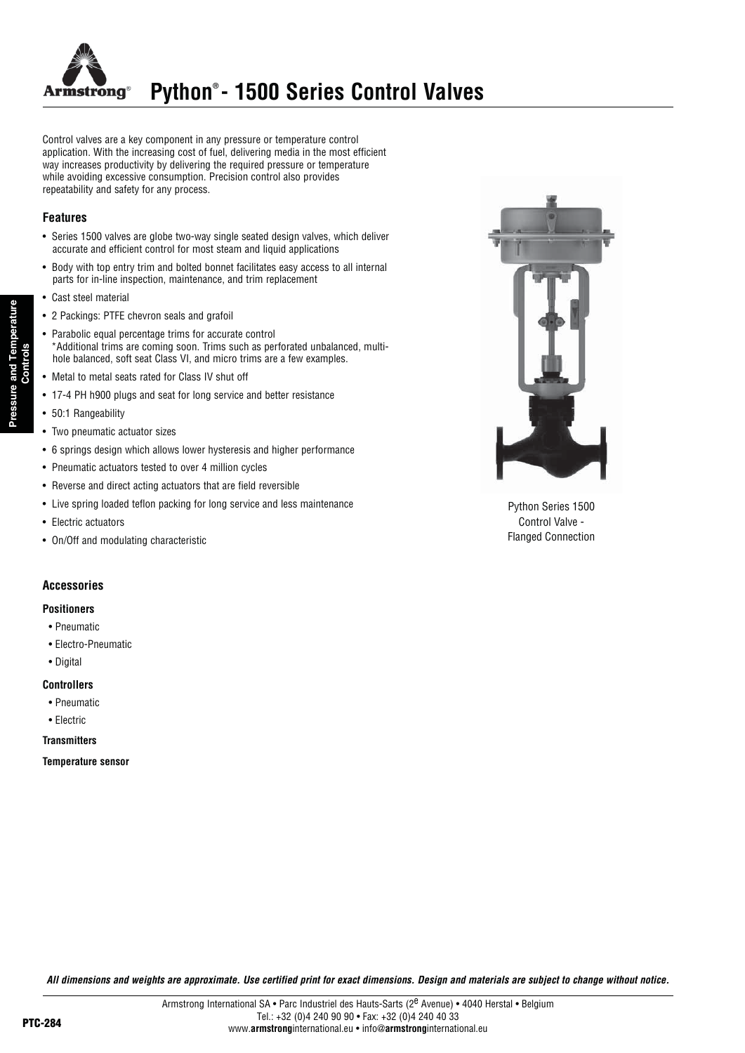# Python® - 1500 Series Control Valves

Control valves are a key component in any pressure or temperature control application. With the increasing cost of fuel, delivering media in the most efficient way increases productivity by delivering the required pressure or temperature while avoiding excessive consumption. Precision control also provides repeatability and safety for any process.

## Features

- Series 1500 valves are globe two-way single seated design valves, which deliver accurate and efficient control for most steam and liquid applications
- Body with top entry trim and bolted bonnet facilitates easy access to all internal parts for in-line inspection, maintenance, and trim replacement
- Cast steel material
- 2 Packings: PTFE chevron seals and grafoil
- Parabolic equal percentage trims for accurate control
  *Additional trims are coming soon. Trims such as perforated unbalanced, multi-hole balanced, soft seat Class VI, and micro trims are a few examples.
- Metal to metal seats rated for Class IV shut off
- 17-4 PH h900 plugs and seat for long service and better resistance
- 50:1 Rangeability
- Two pneumatic actuator sizes
- 6 springs design which allows lower hysteresis and higher performance
- Pneumatic actuators tested to over 4 million cycles
- Reverse and direct acting actuators that are field reversible
- Live spring loaded teflon packing for long service and less maintenance
- Electric actuators
- On/Off and modulating characteristic

Python Series 1500 Control Valve - Flanged Connection

## Accessories

### Positioners

- Pneumatic
- Electro-Pneumatic
- Digital

### Controllers

- Pneumatic
- Electric

### Transmitters

### Temperature sensor

***All dimensions and weights are approximate. Use certified print for exact dimensions. Design and materials are subject to change without notice.***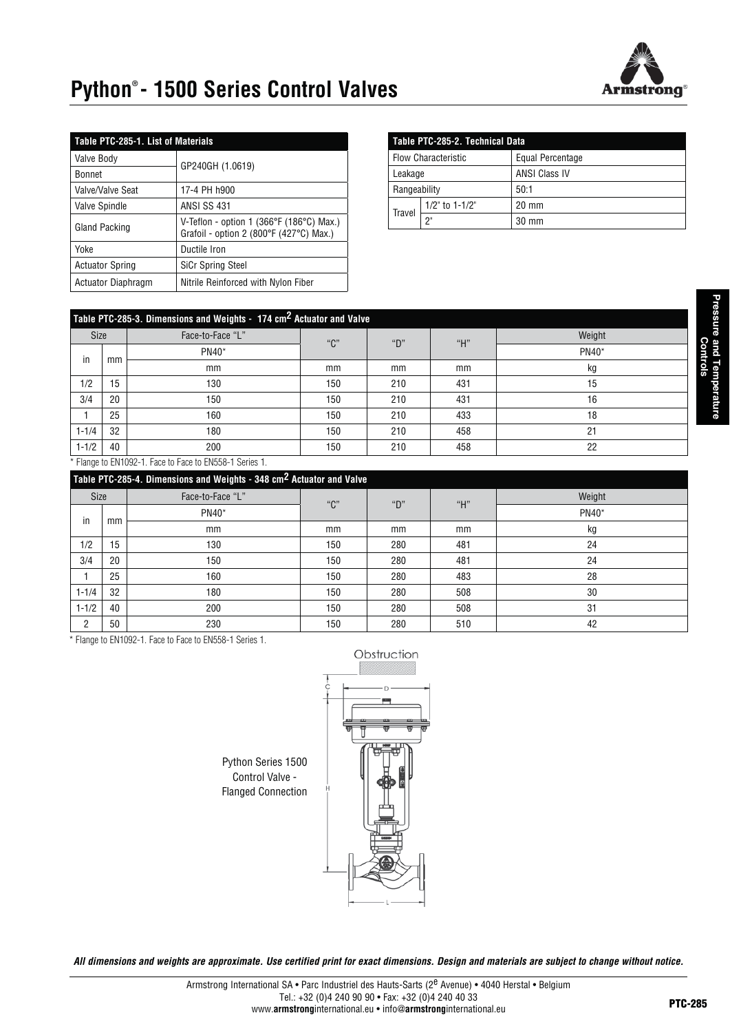# Python® - 1500 Series Control Valves

| Table PTC-285-1. List of Materials | |
|---|---|
| Valve Body | GP240GH (1.0619) |
| Bonnet | |
| Valve/Valve Seat | 17-4 PH h900 |
| Valve Spindle | ANSI SS 431 |
| Gland Packing | V-Teflon - option 1 (366°F (186°C) Max.) Grafoil - option 2 (800°F (427°C) Max.) |
| Yoke | Ductile Iron |
| Actuator Spring | SiCr Spring Steel |
| Actuator Diaphragm | Nitrile Reinforced with Nylon Fiber |

| Table PTC-285-2. Technical Data | | |
|---|---|---|
| Flow Characteristic | | Equal Percentage |
| Leakage | | ANSI Class IV |
| Rangeability | | 50:1 |
| Travel | 1/2" to 1-1/2" | 20 mm |
| | 2" | 30 mm |

| Table PTC-285-3. Dimensions and Weights - 174 cm² Actuator and Valve | | | | | | |
|---|---|---|---|---|---|---|
| Size | | Face-to-Face "L" | "C" | "D" | "H" | Weight |
| in | mm | PN40* | | | | PN40* |
| | | mm | mm | mm | mm | kg |
| 1/2 | 15 | 130 | 150 | 210 | 431 | 15 |
| 3/4 | 20 | 150 | 150 | 210 | 431 | 16 |
| 1 | 25 | 160 | 150 | 210 | 433 | 18 |
| 1-1/4 | 32 | 180 | 150 | 210 | 458 | 21 |
| 1-1/2 | 40 | 200 | 150 | 210 | 458 | 22 |

* Flange to EN1092-1. Face to Face to EN558-1 Series 1.

| Table PTC-285-4. Dimensions and Weights - 348 cm² Actuator and Valve | | | | | | |
|---|---|---|---|---|---|---|
| Size | | Face-to-Face "L" | "C" | "D" | "H" | Weight |
| in | mm | PN40* | | | | PN40* |
| | | mm | mm | mm | mm | kg |
| 1/2 | 15 | 130 | 150 | 280 | 481 | 24 |
| 3/4 | 20 | 150 | 150 | 280 | 481 | 24 |
| 1 | 25 | 160 | 150 | 280 | 483 | 28 |
| 1-1/4 | 32 | 180 | 150 | 280 | 508 | 30 |
| 1-1/2 | 40 | 200 | 150 | 280 | 508 | 31 |
| 2 | 50 | 230 | 150 | 280 | 510 | 42 |

* Flange to EN1092-1. Face to Face to EN558-1 Series 1.

Python Series 1500 Control Valve - Flanged Connection

*All dimensions and weights are approximate. Use certified print for exact dimensions. Design and materials are subject to change without notice.*

Armstrong International SA • Parc Industriel des Hauts-Sarts (2e Avenue) • 4040 Herstal • Belgium
Tel.: +32 (0)4 240 90 90 • Fax: +32 (0)4 240 40 33
www.armstronginternational.eu • info@armstronginternational.eu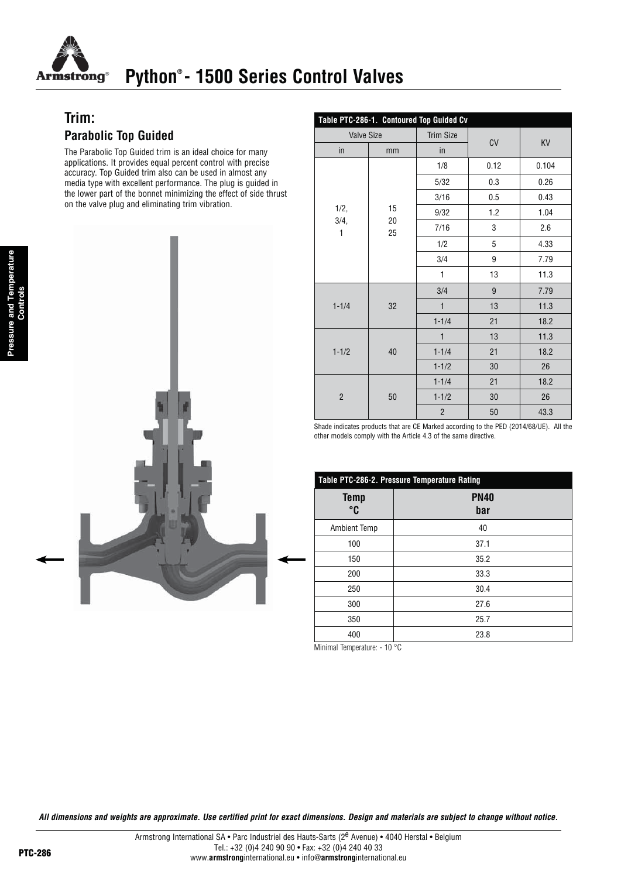# Python® - 1500 Series Control Valves

## Trim:

### Parabolic Top Guided

The Parabolic Top Guided trim is an ideal choice for many applications. It provides equal percent control with precise accuracy. Top Guided trim also can be used in almost any media type with excellent performance. The plug is guided in the lower part of the bonnet minimizing the effect of side thrust on the valve plug and eliminating trim vibration.

**Table PTC-286-1. Contoured Top Guided Cv**

| Valve Size | | Trim Size | CV | KV |
|---|---|---|---|---|
| in | mm | in | | |
| 1/2, 3/4, 1 | 15 20 25 | 1/8 | 0.12 | 0.104 |
| | | 5/32 | 0.3 | 0.26 |
| | | 3/16 | 0.5 | 0.43 |
| | | 9/32 | 1.2 | 1.04 |
| | | 7/16 | 3 | 2.6 |
| | | 1/2 | 5 | 4.33 |
| | | 3/4 | 9 | 7.79 |
| | | 1 | 13 | 11.3 |
| 1-1/4 | 32 | 3/4 | 9 | 7.79 |
| | | 1 | 13 | 11.3 |
| | | 1-1/4 | 21 | 18.2 |
| 1-1/2 | 40 | 1 | 13 | 11.3 |
| | | 1-1/4 | 21 | 18.2 |
| | | 1-1/2 | 30 | 26 |
| 2 | 50 | 1-1/4 | 21 | 18.2 |
| | | 1-1/2 | 30 | 26 |
| | | 2 | 50 | 43.3 |

Shade indicates products that are CE Marked according to the PED (2014/68/UE). All the other models comply with the Article 4.3 of the same directive.

**Table PTC-286-2. Pressure Temperature Rating**

| Temp °C | PN40 bar |
|---|---|
| Ambient Temp | 40 |
| 100 | 37.1 |
| 150 | 35.2 |
| 200 | 33.3 |
| 250 | 30.4 |
| 300 | 27.6 |
| 350 | 25.7 |
| 400 | 23.8 |

Minimal Temperature: - 10 °C

***All dimensions and weights are approximate. Use certified print for exact dimensions. Design and materials are subject to change without notice.***

Armstrong International SA • Parc Industriel des Hauts-Sarts (2e Avenue) • 4040 Herstal • Belgium
Tel.: +32 (0)4 240 90 90 • Fax: +32 (0)4 240 40 33
www.armstronginternational.eu • info@armstronginternational.eu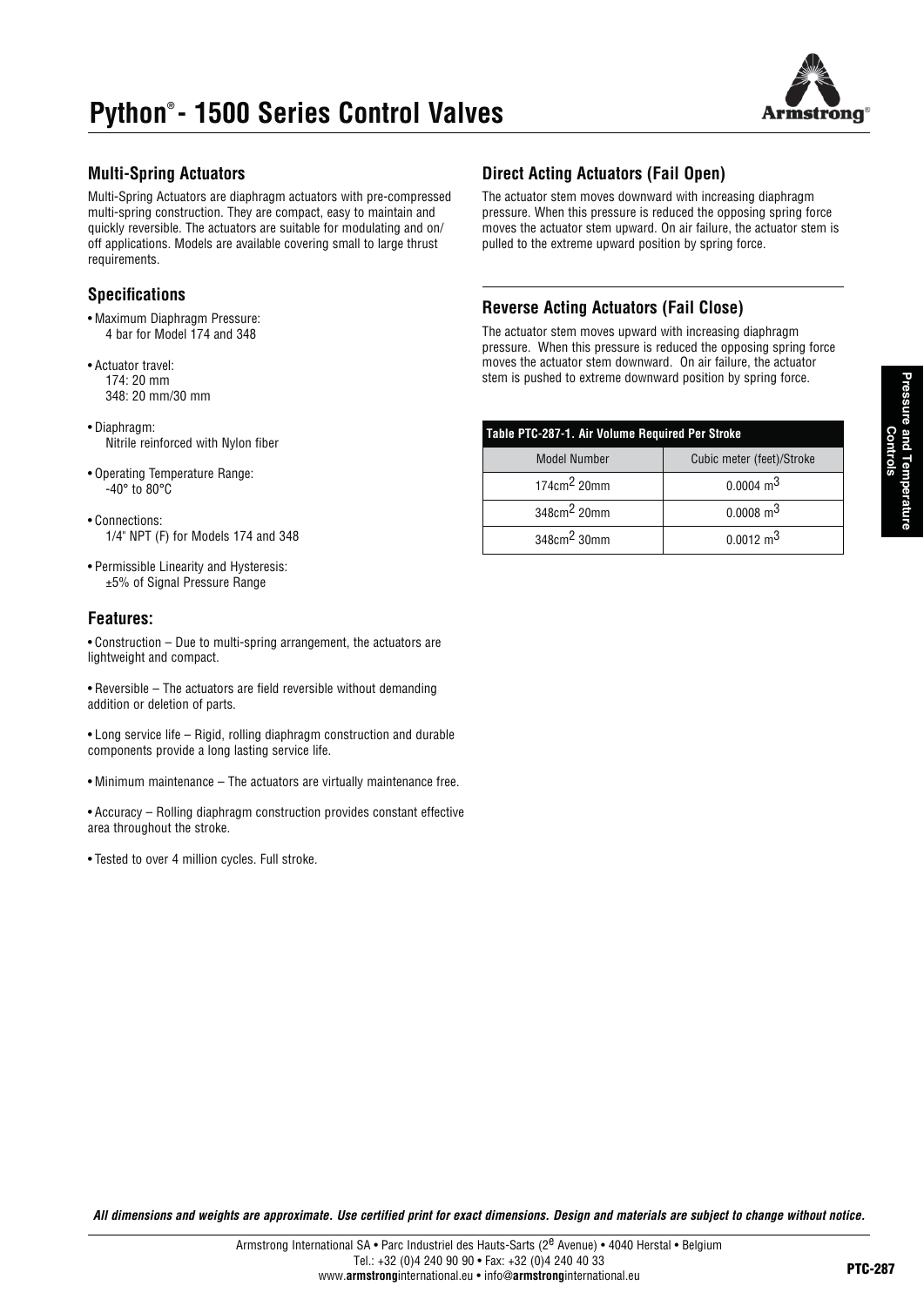# Python® - 1500 Series Control Valves

## Multi-Spring Actuators

Multi-Spring Actuators are diaphragm actuators with pre-compressed multi-spring construction. They are compact, easy to maintain and quickly reversible. The actuators are suitable for modulating and on/off applications. Models are available covering small to large thrust requirements.

## Specifications

- Maximum Diaphragm Pressure:
  4 bar for Model 174 and 348
- Actuator travel:
  174: 20 mm
  348: 20 mm/30 mm
- Diaphragm:
  Nitrile reinforced with Nylon fiber
- Operating Temperature Range:
  -40° to 80°C
- Connections:
  1/4" NPT (F) for Models 174 and 348
- Permissible Linearity and Hysteresis:
  ±5% of Signal Pressure Range

## Features:

- Construction – Due to multi-spring arrangement, the actuators are lightweight and compact.
- Reversible – The actuators are field reversible without demanding addition or deletion of parts.
- Long service life – Rigid, rolling diaphragm construction and durable components provide a long lasting service life.
- Minimum maintenance – The actuators are virtually maintenance free.
- Accuracy – Rolling diaphragm construction provides constant effective area throughout the stroke.
- Tested to over 4 million cycles. Full stroke.

## Direct Acting Actuators (Fail Open)

The actuator stem moves downward with increasing diaphragm pressure. When this pressure is reduced the opposing spring force moves the actuator stem upward. On air failure, the actuator stem is pulled to the extreme upward position by spring force.

## Reverse Acting Actuators (Fail Close)

The actuator stem moves upward with increasing diaphragm pressure. When this pressure is reduced the opposing spring force moves the actuator stem downward. On air failure, the actuator stem is pushed to extreme downward position by spring force.

**Table PTC-287-1. Air Volume Required Per Stroke**

| Model Number | Cubic meter (feet)/Stroke |
|---|---|
| 174cm$^2$ 20mm | 0.0004 m$^3$ |
| 348cm$^2$ 20mm | 0.0008 m$^3$ |
| 348cm$^2$ 30mm | 0.0012 m$^3$ |

*All dimensions and weights are approximate. Use certified print for exact dimensions. Design and materials are subject to change without notice.*

Armstrong International SA • Parc Industriel des Hauts-Sarts (2$^e$ Avenue) • 4040 Herstal • Belgium
Tel.: +32 (0)4 240 90 90 • Fax: +32 (0)4 240 40 33
www.armstronginternational.eu • info@armstronginternational.eu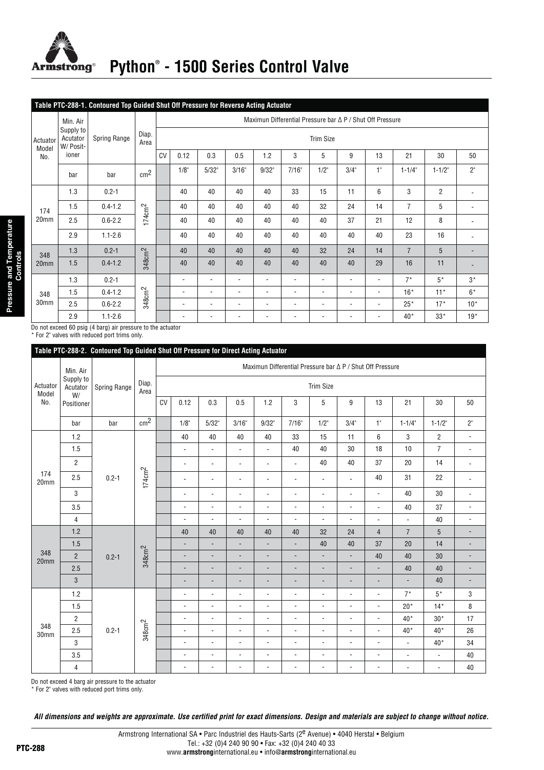# Python® - 1500 Series Control Valve

**Table PTC-288-1. Contoured Top Guided Shut Off Pressure for Reverse Acting Actuator**

| Actuator Model No. | Min. Air Supply to Acutator W/ Positioner | Spring Range | Diap. Area | Maximun Differential Pressure bar Δ P / Shut Off Pressure | | | | | | | | | | | |
|---|---|---|---|---|---|---|---|---|---|---|---|---|---|---|---|
| | | | | Trim Size | | | | | | | | | | | |
| | | | | CV | 0.12 | 0.3 | 0.5 | 1.2 | 3 | 5 | 9 | 13 | 21 | 30 | 50 |
| | bar | bar | cm² | | 1/8" | 5/32" | 3/16" | 9/32" | 7/16" | 1/2" | 3/4" | 1" | 1-1/4" | 1-1/2" | 2" |
| 174 20mm | 1.3 | 0.2-1 | 174cm² | | 40 | 40 | 40 | 40 | 33 | 15 | 11 | 6 | 3 | 2 | - |
| | 1.5 | 0.4-1.2 | | | 40 | 40 | 40 | 40 | 40 | 32 | 24 | 14 | 7 | 5 | - |
| | 2.5 | 0.6-2.2 | | | 40 | 40 | 40 | 40 | 40 | 40 | 37 | 21 | 12 | 8 | - |
| | 2.9 | 1.1-2.6 | | | 40 | 40 | 40 | 40 | 40 | 40 | 40 | 40 | 23 | 16 | - |
| 348 20mm | 1.3 | 0.2-1 | 348cm² | | 40 | 40 | 40 | 40 | 40 | 32 | 24 | 14 | 7 | 5 | - |
| | 1.5 | 0.4-1.2 | | | 40 | 40 | 40 | 40 | 40 | 40 | 40 | 29 | 16 | 11 | - |
| 348 30mm | 1.3 | 0.2-1 | 348cm² | | - | - | - | - | - | - | - | - | 7* | 5* | 3* |
| | 1.5 | 0.4-1.2 | | | - | - | - | - | - | - | - | - | 16* | 11* | 6* |
| | 2.5 | 0.6-2.2 | | | - | - | - | - | - | - | - | - | 25* | 17* | 10* |
| | 2.9 | 1.1-2.6 | | | - | - | - | - | - | - | - | - | 40* | 33* | 19* |

Do not exceed 60 psig (4 barg) air pressure to the actuator
* For 2" valves with reduced port trims only.

**Table PTC-288-2. Contoured Top Guided Shut Off Pressure for Direct Acting Actuator**

| Actuator Model No. | Min. Air Supply to Actuator W/ Positioner | Spring Range | Diap. Area | Maximun Differential Pressure bar Δ P / Shut Off Pressure | | | | | | | | | | | |
|---|---|---|---|---|---|---|---|---|---|---|---|---|---|---|---|
| | | | | Trim Size | | | | | | | | | | | |
| | | | | CV | 0.12 | 0.3 | 0.5 | 1.2 | 3 | 5 | 9 | 13 | 21 | 30 | 50 |
| | bar | bar | cm² | | 1/8" | 5/32" | 3/16" | 9/32" | 7/16" | 1/2" | 3/4" | 1" | 1-1/4" | 1-1/2" | 2" |
| 174 20mm | 1.2 | 0.2-1 | 174cm² | | 40 | 40 | 40 | 40 | 33 | 15 | 11 | 6 | 3 | 2 | - |
| | 1.5 | | | | - | - | - | - | 40 | 40 | 30 | 18 | 10 | 7 | - |
| | 2 | | | | - | - | - | - | - | 40 | 40 | 37 | 20 | 14 | - |
| | 2.5 | | | | - | - | - | - | - | - | - | 40 | 31 | 22 | - |
| | 3 | | | | - | - | - | - | - | - | - | - | 40 | 30 | - |
| | 3.5 | | | | - | - | - | - | - | - | - | - | 40 | 37 | - |
| | 4 | | | | - | - | - | - | - | - | - | - | - | 40 | - |
| 348 20mm | 1.2 | 0.2-1 | 348cm² | | 40 | 40 | 40 | 40 | 40 | 32 | 24 | 4 | 7 | 5 | - |
| | 1.5 | | | | - | - | - | - | - | 40 | 40 | 37 | 20 | 14 | - |
| | 2 | | | | - | - | - | - | - | - | - | 40 | 40 | 30 | - |
| | 2.5 | | | | - | - | - | - | - | - | - | - | 40 | 40 | - |
| | 3 | | | | - | - | - | - | - | - | - | - | - | 40 | - |
| 348 30mm | 1.2 | 0.2-1 | 348cm² | | - | - | - | - | - | - | - | - | 7* | 5* | 3 |
| | 1.5 | | | | - | - | - | - | - | - | - | - | 20* | 14* | 8 |
| | 2 | | | | - | - | - | - | - | - | - | - | 40* | 30* | 17 |
| | 2.5 | | | | - | - | - | - | - | - | - | - | 40* | 40* | 26 |
| | 3 | | | | - | - | - | - | - | - | - | - | - | 40* | 34 |
| | 3.5 | | | | - | - | - | - | - | - | - | - | - | - | 40 |
| | 4 | | | | - | - | - | - | - | - | - | - | - | - | 40 |

Do not exceed 4 barg air pressure to the actuator
* For 2" valves with reduced port trims only.

*All dimensions and weights are approximate. Use certified print for exact dimensions. Design and materials are subject to change without notice.*

Armstrong International SA • Parc Industriel des Hauts-Sarts (2e Avenue) • 4040 Herstal • Belgium
Tel.: +32 (0)4 240 90 90 • Fax: +32 (0)4 240 40 33
www.**armstrong**international.eu • info@**armstrong**international.eu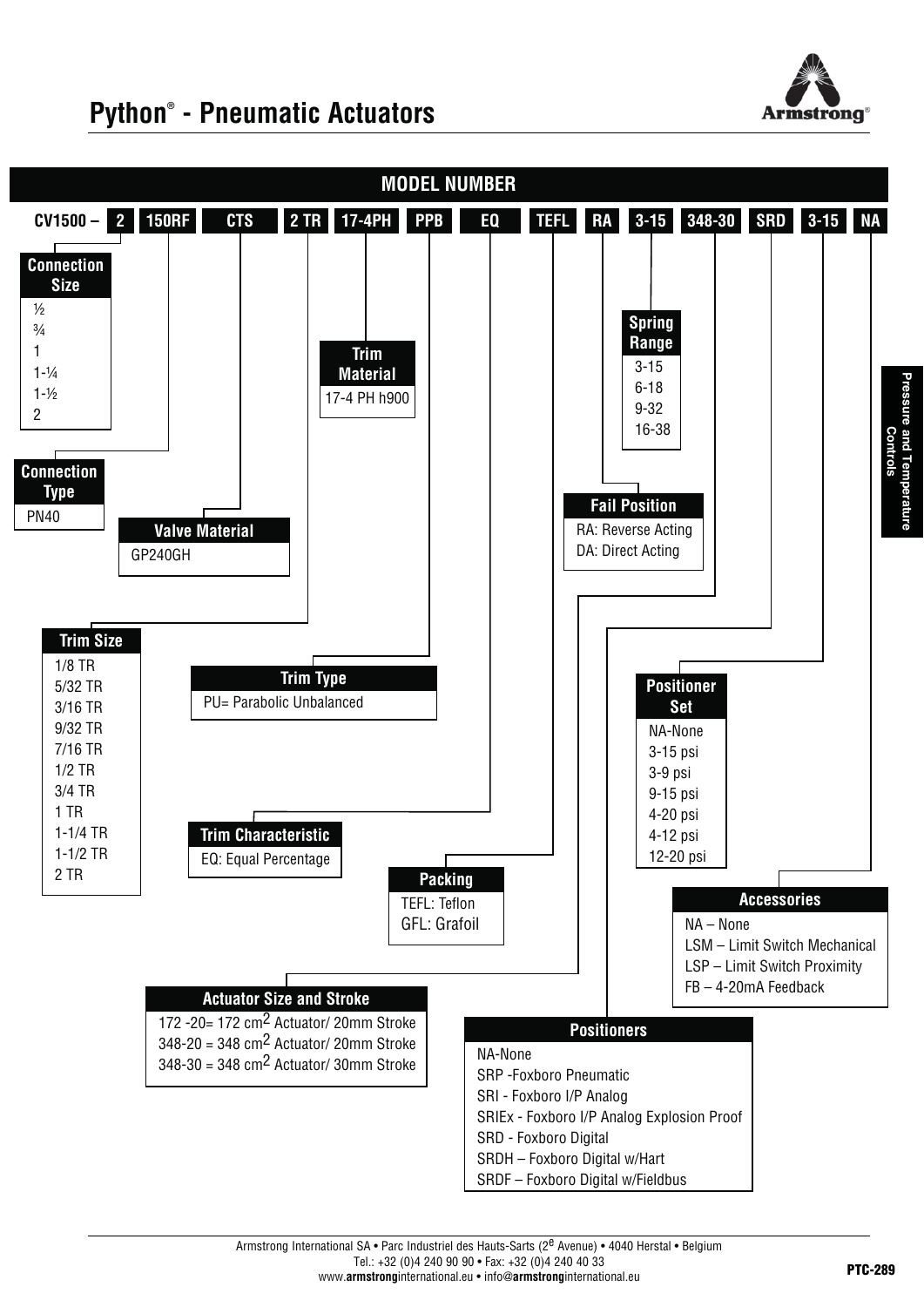# Python® - Pneumatic Actuators

## MODEL NUMBER

**CV1500 – 2 | 150RF | CTS | 2 TR | 17-4PH | PPB | EQ | TEFL | RA | 3-15 | 348-30 | SRD | 3-15 | NA**

**Connection Size**
- ½
- ¾
- 1
- 1-¼
- 1-½
- 2

**Connection Type**
- PN40

**Valve Material**
- GP240GH

**Trim Size**
- 1/8 TR
- 5/32 TR
- 3/16 TR
- 9/32 TR
- 7/16 TR
- 1/2 TR
- 3/4 TR
- 1 TR
- 1-1/4 TR
- 1-1/2 TR
- 2 TR

**Trim Material**
- 17-4 PH h900

**Trim Type**
- PU= Parabolic Unbalanced

**Trim Characteristic**
- EQ: Equal Percentage

**Packing**
- TEFL: Teflon
- GFL: Grafoil

**Fail Position**
- RA: Reverse Acting
- DA: Direct Acting

**Spring Range**
- 3-15
- 6-18
- 9-32
- 16-38

**Actuator Size and Stroke**
- 172 -20= 172 $cm^2$ Actuator/ 20mm Stroke
- 348-20 = 348 $cm^2$ Actuator/ 20mm Stroke
- 348-30 = 348 $cm^2$ Actuator/ 30mm Stroke

**Positioners**
- NA-None
- SRP -Foxboro Pneumatic
- SRI - Foxboro I/P Analog
- SRIEx - Foxboro I/P Analog Explosion Proof
- SRD - Foxboro Digital
- SRDH – Foxboro Digital w/Hart
- SRDF – Foxboro Digital w/Fieldbus

**Positioner Set**
- NA-None
- 3-15 psi
- 3-9 psi
- 9-15 psi
- 4-20 psi
- 4-12 psi
- 12-20 psi

**Accessories**
- NA – None
- LSM – Limit Switch Mechanical
- LSP – Limit Switch Proximity
- FB – 4-20mA Feedback

Armstrong International SA • Parc Industriel des Hauts-Sarts (2e Avenue) • 4040 Herstal • Belgium
Tel.: +32 (0)4 240 90 90 • Fax: +32 (0)4 240 40 33
www.armstronginternational.eu • info@armstronginternational.eu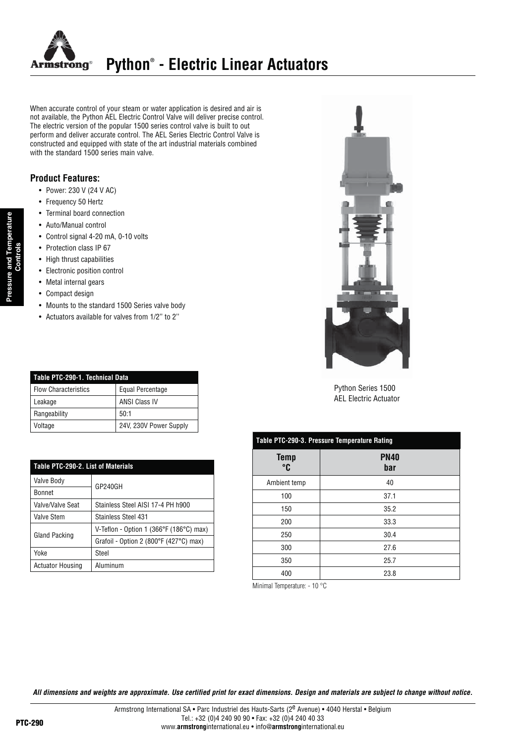# Python® - Electric Linear Actuators

When accurate control of your steam or water application is desired and air is not available, the Python AEL Electric Control Valve will deliver precise control. The electric version of the popular 1500 series control valve is built to out perform and deliver accurate control. The AEL Series Electric Control Valve is constructed and equipped with state of the art industrial materials combined with the standard 1500 series main valve.

### Product Features:

- Power: 230 V (24 V AC)
- Frequency 50 Hertz
- Terminal board connection
- Auto/Manual control
- Control signal 4-20 mA, 0-10 volts
- Protection class IP 67
- High thrust capabilities
- Electronic position control
- Metal internal gears
- Compact design
- Mounts to the standard 1500 Series valve body
- Actuators available for valves from 1/2'' to 2''

Python Series 1500
AEL Electric Actuator

| Table PTC-290-1. Technical Data | |
|---|---|
| Flow Characteristics | Equal Percentage |
| Leakage | ANSI Class IV |
| Rangeability | 50:1 |
| Voltage | 24V, 230V Power Supply |

| Table PTC-290-2. List of Materials | |
|---|---|
| Valve Body | GP240GH |
| Bonnet | GP240GH |
| Valve/Valve Seat | Stainless Steel AISI 17-4 PH h900 |
| Valve Stem | Stainless Steel 431 |
| Gland Packing | V-Teflon - Option 1 (366°F (186°C) max) |
| | Grafoil - Option 2 (800°F (427°C) max) |
| Yoke | Steel |
| Actuator Housing | Aluminum |

| Table PTC-290-3. Pressure Temperature Rating | |
|---|---|
| Temp °C | PN40 bar |
| Ambient temp | 40 |
| 100 | 37.1 |
| 150 | 35.2 |
| 200 | 33.3 |
| 250 | 30.4 |
| 300 | 27.6 |
| 350 | 25.7 |
| 400 | 23.8 |

Minimal Temperature: - 10 °C

*All dimensions and weights are approximate. Use certified print for exact dimensions. Design and materials are subject to change without notice.*

Armstrong International SA • Parc Industriel des Hauts-Sarts (2e Avenue) • 4040 Herstal • Belgium
Tel.: +32 (0)4 240 90 90 • Fax: +32 (0)4 240 40 33
www.armstronginternational.eu • info@armstronginternational.eu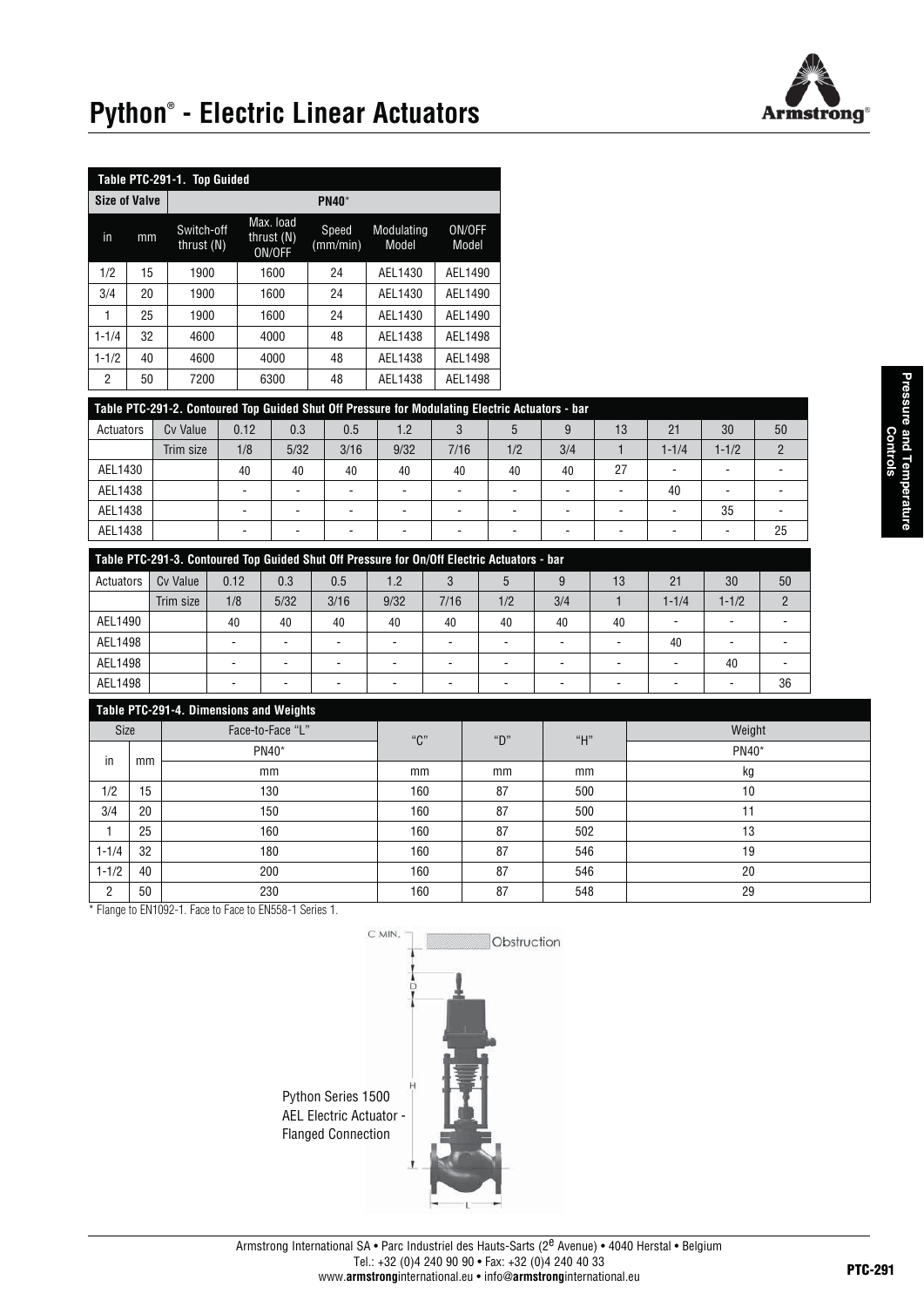# Python® - Electric Linear Actuators

**Table PTC-291-1. Top Guided**

| Size of Valve | | PN40* | | | | |
|---|---|---|---|---|---|---|
| in | mm | Switch-off thrust (N) | Max. load thrust (N) ON/OFF | Speed (mm/min) | Modulating Model | ON/OFF Model |
| 1/2 | 15 | 1900 | 1600 | 24 | AEL1430 | AEL1490 |
| 3/4 | 20 | 1900 | 1600 | 24 | AEL1430 | AEL1490 |
| 1 | 25 | 1900 | 1600 | 24 | AEL1430 | AEL1490 |
| 1-1/4 | 32 | 4600 | 4000 | 48 | AEL1438 | AEL1498 |
| 1-1/2 | 40 | 4600 | 4000 | 48 | AEL1438 | AEL1498 |
| 2 | 50 | 7200 | 6300 | 48 | AEL1438 | AEL1498 |

**Table PTC-291-2. Contoured Top Guided Shut Off Pressure for Modulating Electric Actuators - bar**

| Actuators | Cv Value | 0.12 | 0.3 | 0.5 | 1.2 | 3 | 5 | 9 | 13 | 21 | 30 | 50 |
|---|---|---|---|---|---|---|---|---|---|---|---|---|
| | Trim size | 1/8 | 5/32 | 3/16 | 9/32 | 7/16 | 1/2 | 3/4 | 1 | 1-1/4 | 1-1/2 | 2 |
| AEL1430 | | 40 | 40 | 40 | 40 | 40 | 40 | 40 | 27 | - | - | - |
| AEL1438 | | - | - | - | - | - | - | - | - | 40 | - | - |
| AEL1438 | | - | - | - | - | - | - | - | - | - | 35 | - |
| AEL1438 | | - | - | - | - | - | - | - | - | - | - | 25 |

**Table PTC-291-3. Contoured Top Guided Shut Off Pressure for On/Off Electric Actuators - bar**

| Actuators | Cv Value | 0.12 | 0.3 | 0.5 | 1.2 | 3 | 5 | 9 | 13 | 21 | 30 | 50 |
|---|---|---|---|---|---|---|---|---|---|---|---|---|
| | Trim size | 1/8 | 5/32 | 3/16 | 9/32 | 7/16 | 1/2 | 3/4 | 1 | 1-1/4 | 1-1/2 | 2 |
| AEL1490 | | 40 | 40 | 40 | 40 | 40 | 40 | 40 | 40 | - | - | - |
| AEL1498 | | - | - | - | - | - | - | - | - | 40 | - | - |
| AEL1498 | | - | - | - | - | - | - | - | - | - | 40 | - |
| AEL1498 | | - | - | - | - | - | - | - | - | - | - | 36 |

**Table PTC-291-4. Dimensions and Weights**

| Size | | Face-to-Face "L" | "C" | "D" | "H" | Weight |
|---|---|---|---|---|---|---|
| in | mm | PN40* | | | | PN40* |
| | | mm | mm | mm | mm | kg |
| 1/2 | 15 | 130 | 160 | 87 | 500 | 10 |
| 3/4 | 20 | 150 | 160 | 87 | 500 | 11 |
| 1 | 25 | 160 | 160 | 87 | 502 | 13 |
| 1-1/4 | 32 | 180 | 160 | 87 | 546 | 19 |
| 1-1/2 | 40 | 200 | 160 | 87 | 546 | 20 |
| 2 | 50 | 230 | 160 | 87 | 548 | 29 |

\* Flange to EN1092-1. Face to Face to EN558-1 Series 1.

Python Series 1500 AEL Electric Actuator - Flanged Connection

Armstrong International SA • Parc Industriel des Hauts-Sarts (2e Avenue) • 4040 Herstal • Belgium
Tel.: +32 (0)4 240 90 90 • Fax: +32 (0)4 240 40 33
www.armstronginternational.eu • info@armstronginternational.eu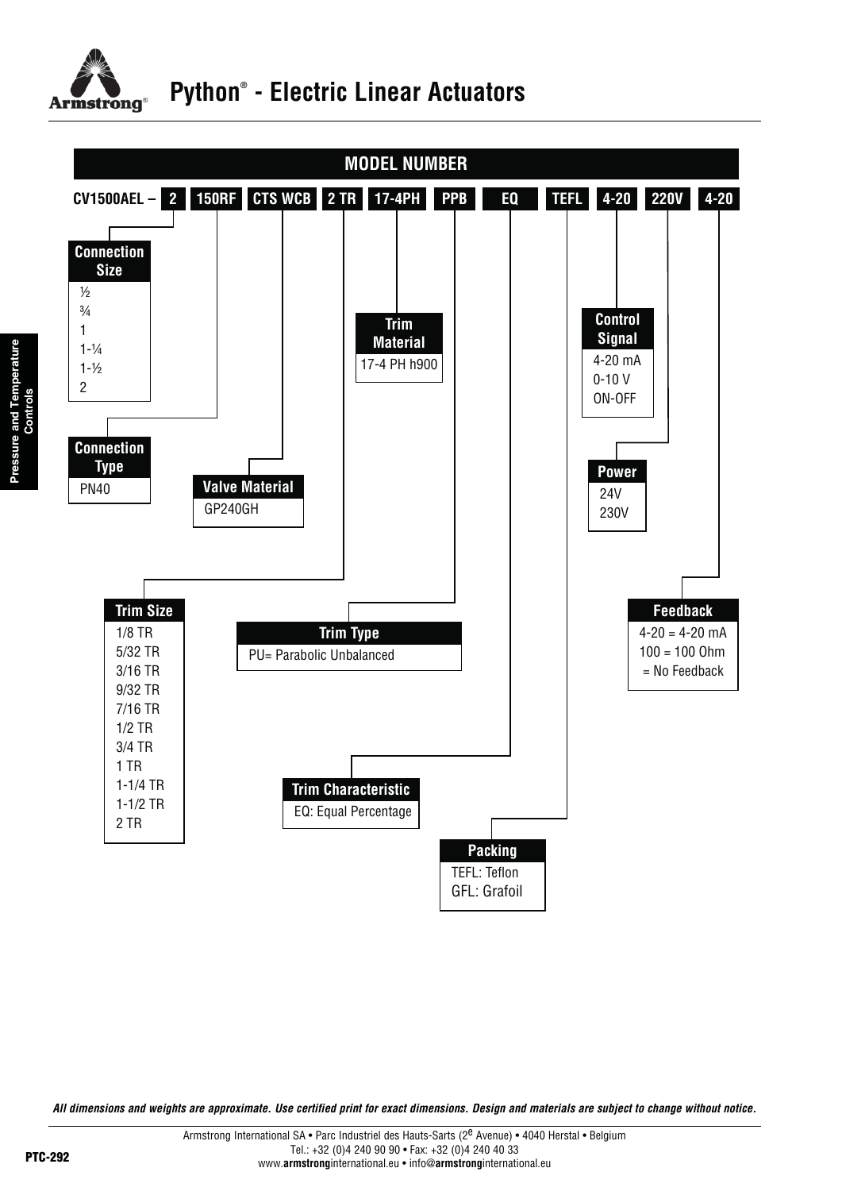# Python® - Electric Linear Actuators

## MODEL NUMBER

**CV1500AEL – 2 | 150RF | CTS WCB | 2 TR | 17-4PH | PPB | EQ | TEFL | 4-20 | 220V | 4-20**

**Connection Size**
- ½
- ¾
- 1
- 1-¼
- 1-½
- 2

**Connection Type**
- PN40

**Valve Material**
- GP240GH

**Trim Size**
- 1/8 TR
- 5/32 TR
- 3/16 TR
- 9/32 TR
- 7/16 TR
- 1/2 TR
- 3/4 TR
- 1 TR
- 1-1/4 TR
- 1-1/2 TR
- 2 TR

**Trim Material**
- 17-4 PH h900

**Trim Type**
- PU= Parabolic Unbalanced

**Trim Characteristic**
- EQ: Equal Percentage

**Packing**
- TEFL: Teflon
- GFL: Grafoil

**Control Signal**
- 4-20 mA
- 0-10 V
- ON-OFF

**Power**
- 24V
- 230V

**Feedback**
- 4-20 = 4-20 mA
- 100 = 100 Ohm
- = No Feedback

*All dimensions and weights are approximate. Use certified print for exact dimensions. Design and materials are subject to change without notice.*

Armstrong International SA • Parc Industriel des Hauts-Sarts (2e Avenue) • 4040 Herstal • Belgium
Tel.: +32 (0)4 240 90 90 • Fax: +32 (0)4 240 40 33
www.armstronginternational.eu • info@armstronginternational.eu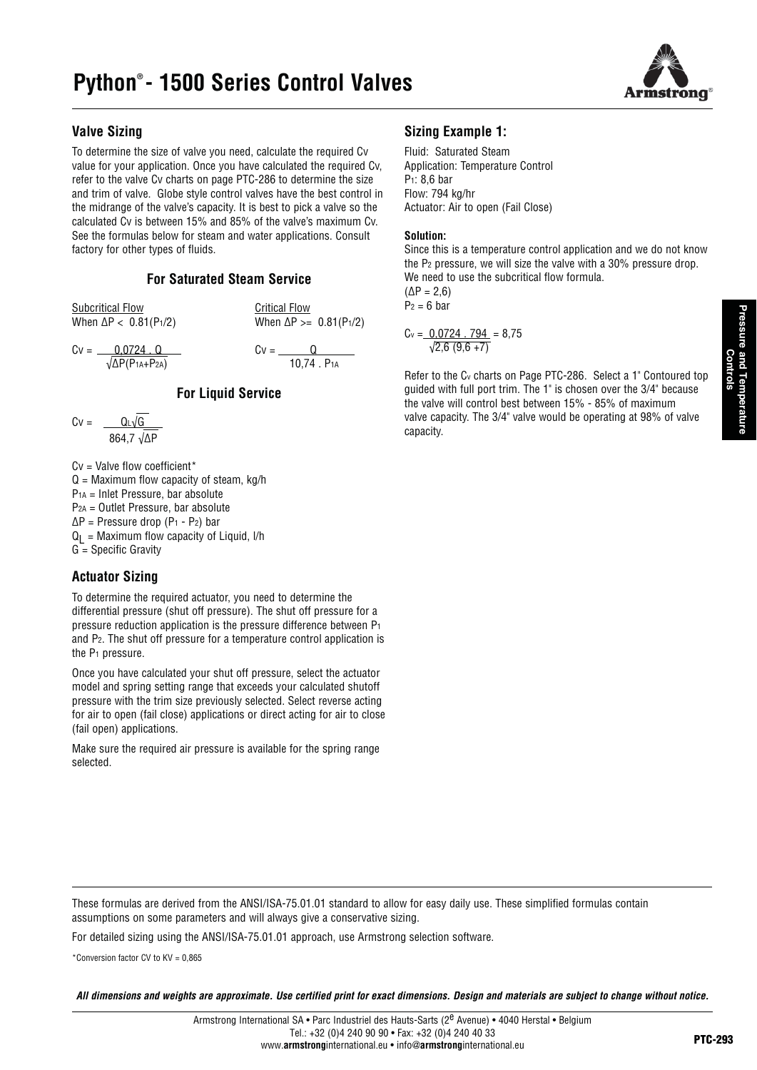# Python® - 1500 Series Control Valves

## Valve Sizing

To determine the size of valve you need, calculate the required Cv value for your application. Once you have calculated the required Cv, refer to the valve Cv charts on page PTC-286 to determine the size and trim of valve. Globe style control valves have the best control in the midrange of the valve's capacity. It is best to pick a valve so the calculated Cv is between 15% and 85% of the valve's maximum Cv. See the formulas below for steam and water applications. Consult factory for other types of fluids.

### For Saturated Steam Service

**Subcritical Flow**
When $\Delta P < 0.81(P_1/2)$

$$Cv = \frac{0{,}0724 \cdot Q}{\sqrt{\Delta P(P_{1A}+P_{2A})}}$$

**Critical Flow**
When $\Delta P >= 0.81(P_1/2)$

$$Cv = \frac{Q}{10{,}74 \cdot P_{1A}}$$

### For Liquid Service

$$Cv = \frac{Q_L\sqrt{G}}{864{,}7\sqrt{\Delta P}}$$

Cv = Valve flow coefficient*
Q = Maximum flow capacity of steam, kg/h
$P_{1A}$ = Inlet Pressure, bar absolute
$P_{2A}$ = Outlet Pressure, bar absolute
$\Delta P$ = Pressure drop ($P_1$ - $P_2$) bar
$Q_L$ = Maximum flow capacity of Liquid, l/h
G = Specific Gravity

## Actuator Sizing

To determine the required actuator, you need to determine the differential pressure (shut off pressure). The shut off pressure for a pressure reduction application is the pressure difference between $P_1$ and $P_2$. The shut off pressure for a temperature control application is the $P_1$ pressure.

Once you have calculated your shut off pressure, select the actuator model and spring setting range that exceeds your calculated shutoff pressure with the trim size previously selected. Select reverse acting for air to open (fail close) applications or direct acting for air to close (fail open) applications.

Make sure the required air pressure is available for the spring range selected.

## Sizing Example 1:

Fluid: Saturated Steam
Application: Temperature Control
$P_1$: 8,6 bar
Flow: 794 kg/hr
Actuator: Air to open (Fail Close)

**Solution:**

Since this is a temperature control application and we do not know the $P_2$ pressure, we will size the valve with a 30% pressure drop. We need to use the subcritical flow formula.
($\Delta P$ = 2,6)
$P_2$ = 6 bar

$$C_v = \frac{0{,}0724 \cdot 794}{\sqrt{2{,}6\ (9{,}6+7)}} = 8{,}75$$

Refer to the $C_v$ charts on Page PTC-286. Select a 1" Contoured top guided with full port trim. The 1" is chosen over the 3/4" because the valve will control best between 15% - 85% of maximum valve capacity. The 3/4" valve would be operating at 98% of valve capacity.

These formulas are derived from the ANSI/ISA-75.01.01 standard to allow for easy daily use. These simplified formulas contain assumptions on some parameters and will always give a conservative sizing.

For detailed sizing using the ANSI/ISA-75.01.01 approach, use Armstrong selection software.

*Conversion factor CV to KV = 0,865

***All dimensions and weights are approximate. Use certified print for exact dimensions. Design and materials are subject to change without notice.***

Armstrong International SA • Parc Industriel des Hauts-Sarts (2e Avenue) • 4040 Herstal • Belgium
Tel.: +32 (0)4 240 90 90 • Fax: +32 (0)4 240 40 33
www.**armstrong**international.eu • info@**armstrong**international.eu